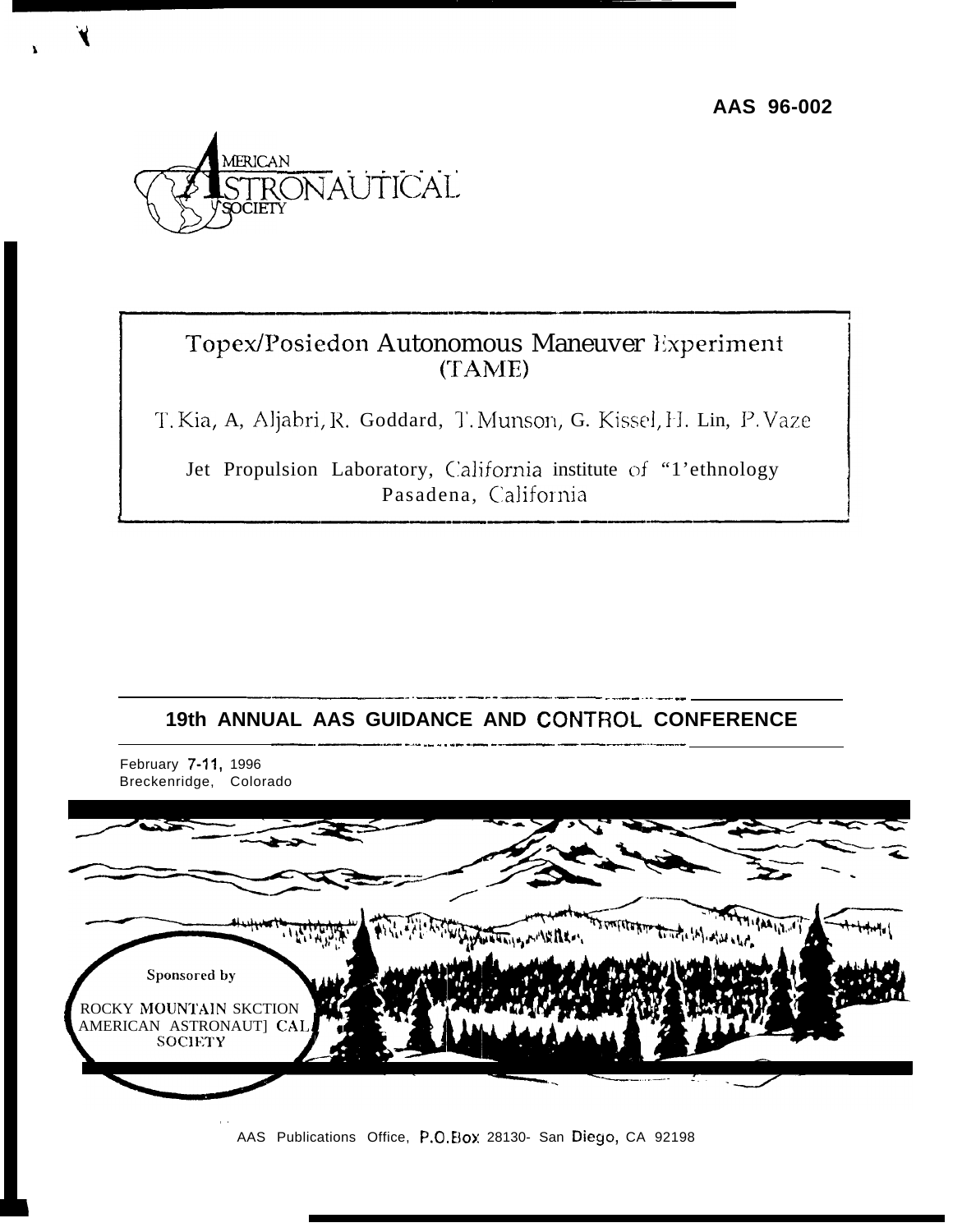AAS 96-002

AMERICAN ASTRONAUTICAL SOCIETY

# Topex/Posiedon Autonomous Maneuver Experiment (TAME)

T. Kia, A. Aljabri, R. Goddard, T. Munson, G. Kissel, H. Lin, P. Vaze

Jet Propulsion Laboratory, California institute of "1'ethnology
Pasadena, California

## 19th ANNUAL AAS GUIDANCE AND CONTROL CONFERENCE

February 7-11, 1996
Breckenridge, Colorado

Sponsored by

ROCKY MOUNTAIN SKCTION
AMERICAN ASTRONAUT] CAL SOCIETY

AAS Publications Office, P.O.Box 28130- San Diego, CA 92198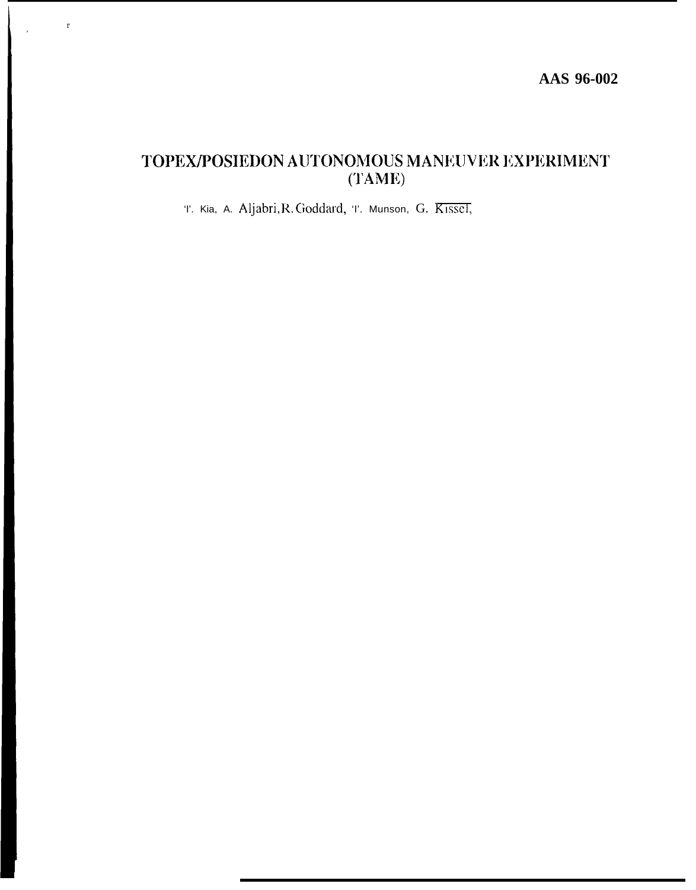AAS 96-002

# TOPEX/POSIEDON AUTONOMOUS MANEUVER EXPERIMENT (TAME)

T. Kia, A. Aljabri, R. Goddard, T. Munson, G. Kissel,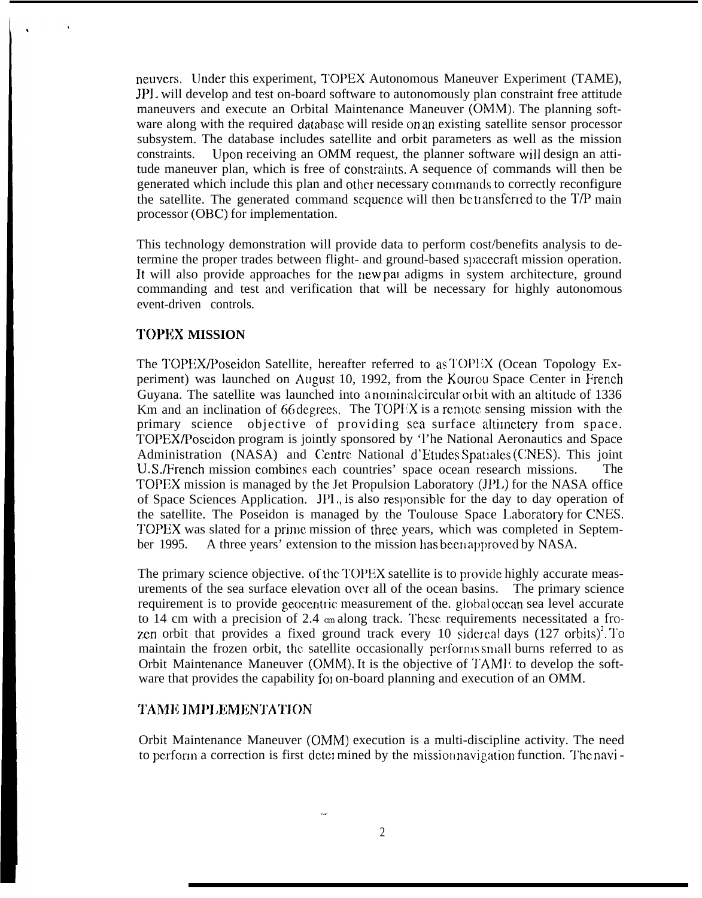neuvers. Under this experiment, TOPEX Autonomous Maneuver Experiment (TAME), JPL will develop and test on-board software to autonomously plan constraint free attitude maneuvers and execute an Orbital Maintenance Maneuver (OMM). The planning software along with the required database will reside on an existing satellite sensor processor subsystem. The database includes satellite and orbit parameters as well as the mission constraints. Upon receiving an OMM request, the planner software will design an attitude maneuver plan, which is free of constraints. A sequence of commands will then be generated which include this plan and other necessary commands to correctly reconfigure the satellite. The generated command sequence will then be transferred to the T/P main processor (OBC) for implementation.

This technology demonstration will provide data to perform cost/benefits analysis to determine the proper trades between flight- and ground-based spacecraft mission operation. It will also provide approaches for the new paradigms in system architecture, ground commanding and test and verification that will be necessary for highly autonomous event-driven controls.

## TOPEX MISSION

The TOPEX/Poseidon Satellite, hereafter referred to as TOPEX (Ocean Topology Experiment) was launched on August 10, 1992, from the Kourou Space Center in French Guyana. The satellite was launched into a nominal circular orbit with an altitude of 1336 Km and an inclination of 66 degrees. The TOPEX is a remote sensing mission with the primary science objective of providing sea surface altimetery from space. TOPEX/Poseidon program is jointly sponsored by The National Aeronautics and Space Administration (NASA) and Centre National d'Etudes Spatiales (CNES). This joint U.S./French mission combines each countries' space ocean research missions. The TOPEX mission is managed by the Jet Propulsion Laboratory (JPL) for the NASA office of Space Sciences Application. JPL is also responsible for the day to day operation of the satellite. The Poseidon is managed by the Toulouse Space Laboratory for CNES. TOPEX was slated for a prime mission of three years, which was completed in September 1995. A three years' extension to the mission has been approved by NASA.

The primary science objective of the TOPEX satellite is to provide highly accurate measurements of the sea surface elevation over all of the ocean basins. The primary science requirement is to provide geocentric measurement of the global ocean sea level accurate to 14 cm with a precision of 2.4 cm along track. These requirements necessitated a frozen orbit that provides a fixed ground track every 10 sidereal days (127 orbits)[2]. To maintain the frozen orbit, the satellite occasionally performs small burns referred to as Orbit Maintenance Maneuver (OMM). It is the objective of TAME to develop the software that provides the capability for on-board planning and execution of an OMM.

## TAME IMPLEMENTATION

Orbit Maintenance Maneuver (OMM) execution is a multi-discipline activity. The need to perform a correction is first determined by the mission navigation function. The navi-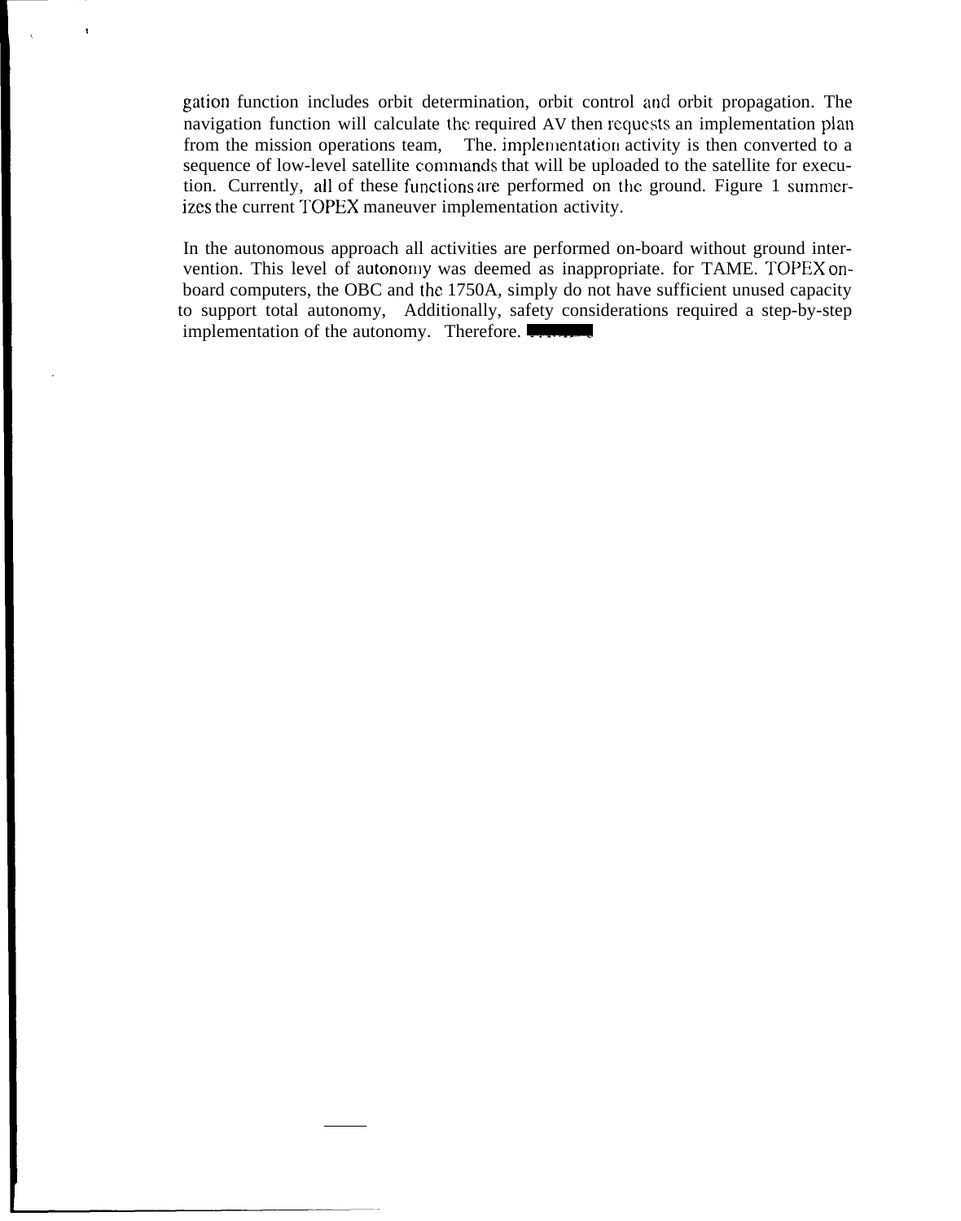gation function includes orbit determination, orbit control and orbit propagation. The navigation function will calculate the required ΔV then requests an implementation plan from the mission operations team, The. implementation activity is then converted to a sequence of low-level satellite commands that will be uploaded to the satellite for execution. Currently, all of these functions are performed on the ground. Figure 1 summerizes the current TOPEX maneuver implementation activity.

In the autonomous approach all activities are performed on-board without ground intervention. This level of autonomy was deemed as inappropriate. for TAME. TOPEX on-board computers, the OBC and the 1750A, simply do not have sufficient unused capacity to support total autonomy, Additionally, safety considerations required a step-by-step implementation of the autonomy. Therefore.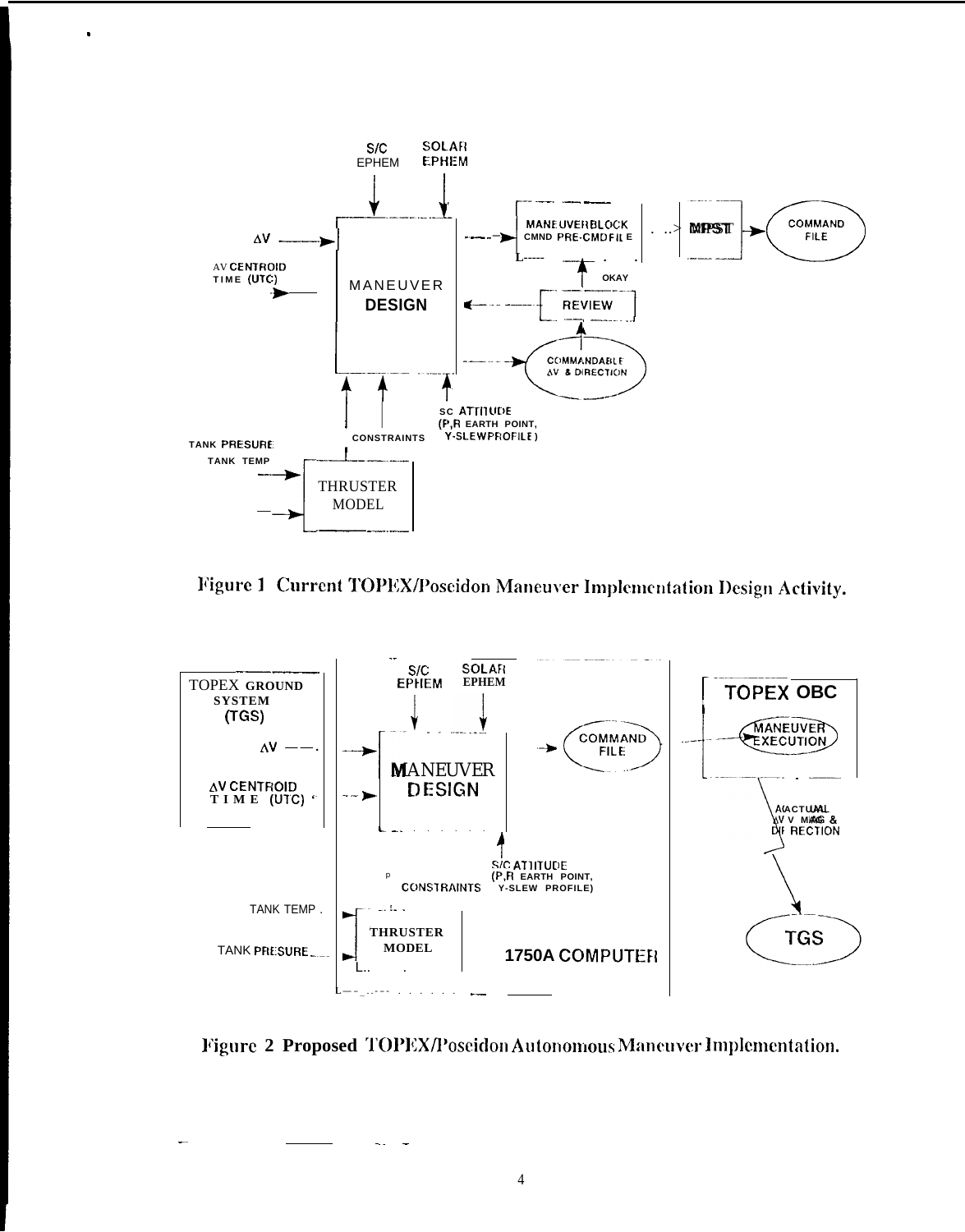Figure 1 Current TOPEX/Poseidon Maneuver Implementation Design Activity.

Figure 2 Proposed TOPEX/Poseidon Autonomous Maneuver Implementation.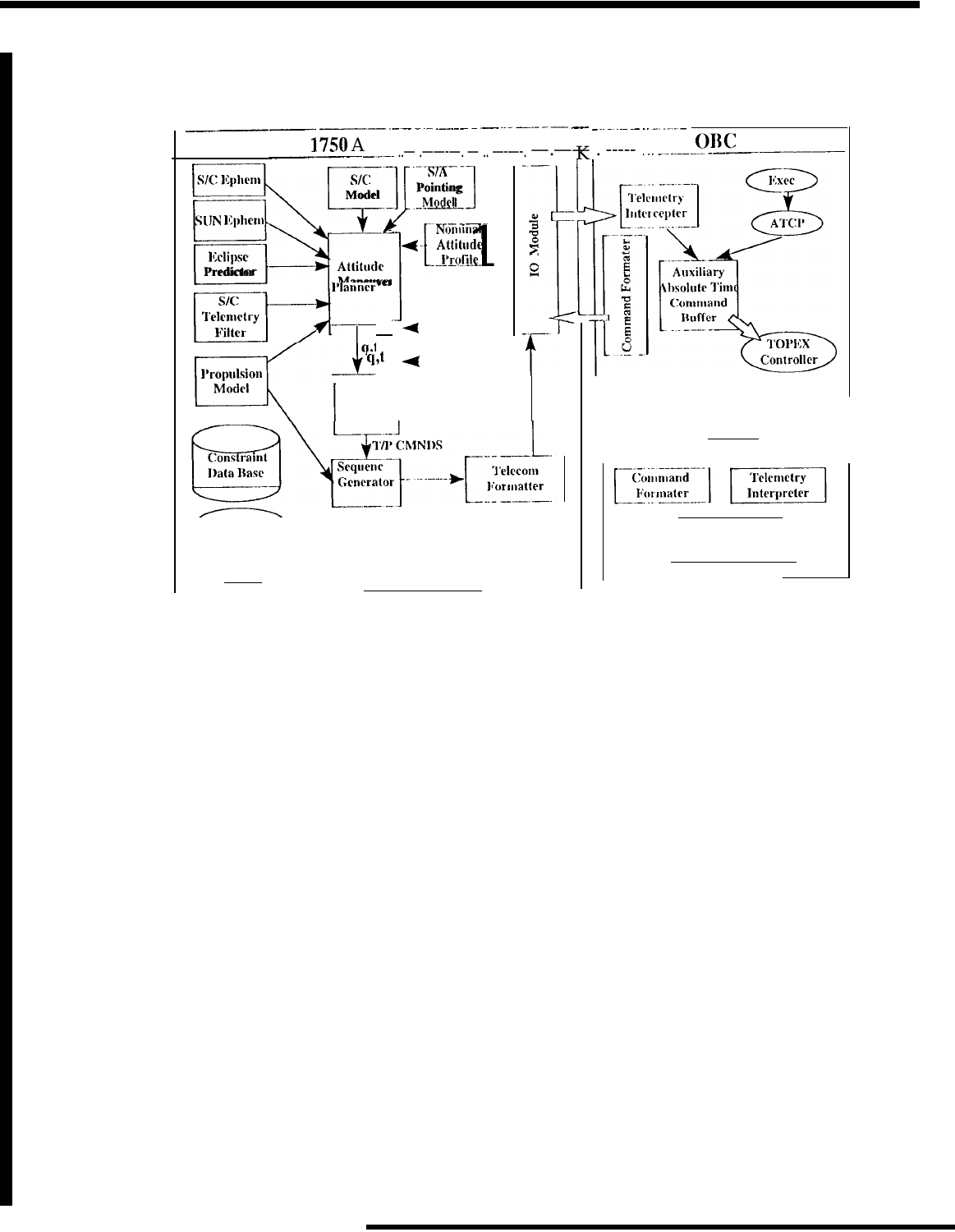1750 A

OBC

S/C Ephem

SUN Ephem

Eclipse Predictor

S/C Telemetry Filter

Propulsion Model

Constraint Data Base

S/C Model

S/A Pointing Model

Nominal Attitude Profile

Attitude Maneuver Planner

q,t

T/P CMNDS

Sequenc Generator

Telecom Formatter

IO Module

Command Formater

Telemetry Intercepter

Exec

ATCP

Auxiliary Absolute Time Command Buffer

TOPEX Controller

Command Formater

Telemetry Interpreter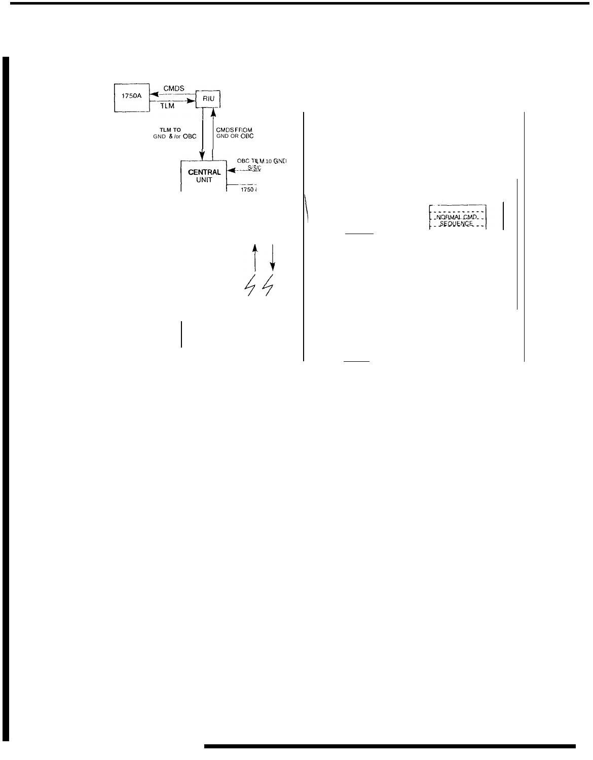1750A

CMDS

TLM

RIU

TLM TO GND & /or OBC

CMDS FROM GND OR OBC

CENTRAL UNIT

OBC TLM 10 GND S/S/C

1750

NORMAL CMD SEQUENCE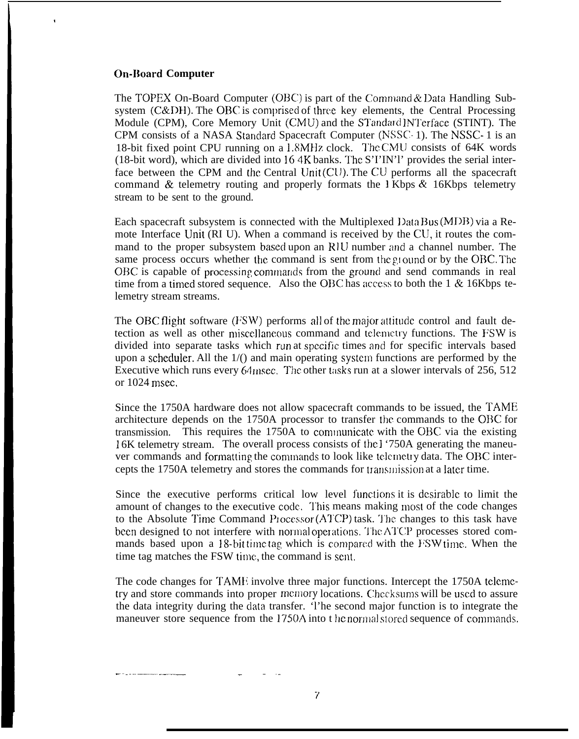### On-Board Computer

The TOPEX On-Board Computer (OBC) is part of the Command & Data Handling Subsystem (C&DH). The OBC is comprised of three key elements, the Central Processing Module (CPM), Core Memory Unit (CMU) and the STandard INTerface (STINT). The CPM consists of a NASA Standard Spacecraft Computer (NSSC-1). The NSSC-1 is an 18-bit fixed point CPU running on a 1.8MHz clock. The CMU consists of 64K words (18-bit word), which are divided into 16 4K banks. The STINT provides the serial interface between the CPM and the Central Unit (CU). The CU performs all the spacecraft command & telemetry routing and properly formats the 1 Kbps & 16Kbps telemetry stream to be sent to the ground.

Each spacecraft subsystem is connected with the Multiplexed Data Bus (MDB) via a Remote Interface Unit (RIU). When a command is received by the CU, it routes the command to the proper subsystem based upon an RIU number and a channel number. The same process occurs whether the command is sent from the ground or by the OBC. The OBC is capable of processing commands from the ground and send commands in real time from a timed stored sequence. Also the OBC has access to both the 1 & 16Kbps telemetry stream streams.

The OBC flight software (FSW) performs all of the major attitude control and fault detection as well as other miscellaneous command and telemetry functions. The FSW is divided into separate tasks which run at specific times and for specific intervals based upon a scheduler. All the I/O and main operating system functions are performed by the Executive which runs every 64msec. The other tasks run at a slower intervals of 256, 512 or 1024 msec.

Since the 1750A hardware does not allow spacecraft commands to be issued, the TAME architecture depends on the 1750A processor to transfer the commands to the OBC for transmission. This requires the 1750A to communicate with the OBC via the existing 16K telemetry stream. The overall process consists of the 1750A generating the maneuver commands and formatting the commands to look like telemetry data. The OBC intercepts the 1750A telemetry and stores the commands for transmission at a later time.

Since the executive performs critical low level functions it is desirable to limit the amount of changes to the executive code. This means making most of the code changes to the Absolute Time Command Processor (ATCP) task. The changes to this task have been designed to not interfere with normal operations. The ATCP processes stored commands based upon a 18-bit time tag which is compared with the FSW time. When the time tag matches the FSW time, the command is sent.

The code changes for TAME involve three major functions. Intercept the 1750A telemetry and store commands into proper memory locations. Checksums will be used to assure the data integrity during the data transfer. The second major function is to integrate the maneuver store sequence from the 1750A into the normal stored sequence of commands.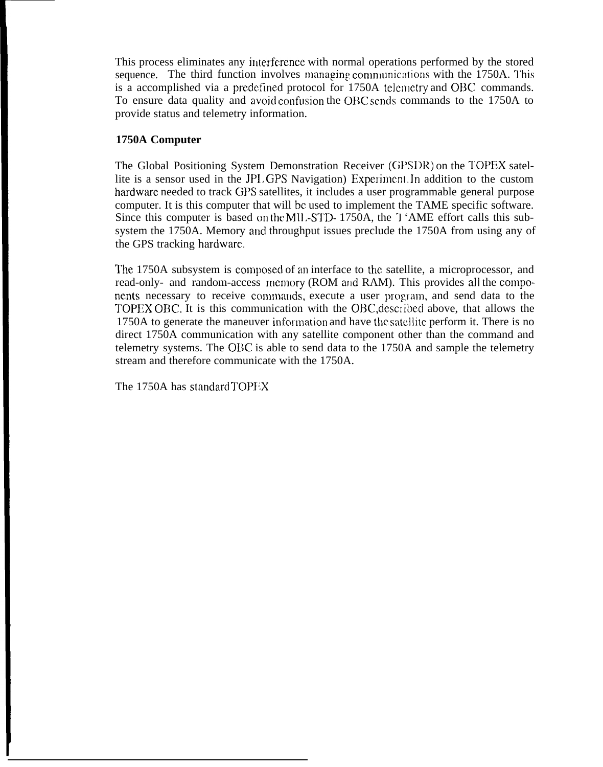This process eliminates any interference with normal operations performed by the stored sequence. The third function involves managing communications with the 1750A. This is a accomplished via a predefined protocol for 1750A telemetry and OBC commands. To ensure data quality and avoid confusion the OBC sends commands to the 1750A to provide status and telemetry information.

## 1750A Computer

The Global Positioning System Demonstration Receiver (GPSDR) on the TOPEX satellite is a sensor used in the JPL GPS Navigation) Experiment. In addition to the custom hardware needed to track GPS satellites, it includes a user programmable general purpose computer. It is this computer that will be used to implement the TAME specific software. Since this computer is based on the MIL-STD- 1750A, the TAME effort calls this subsystem the 1750A. Memory and throughput issues preclude the 1750A from using any of the GPS tracking hardware.

The 1750A subsystem is composed of an interface to the satellite, a microprocessor, and read-only- and random-access memory (ROM and RAM). This provides all the components necessary to receive commands, execute a user program, and send data to the TOPEX OBC. It is this communication with the OBC, described above, that allows the 1750A to generate the maneuver information and have the satellite perform it. There is no direct 1750A communication with any satellite component other than the command and telemetry systems. The OBC is able to send data to the 1750A and sample the telemetry stream and therefore communicate with the 1750A.

The 1750A has standard TOPEX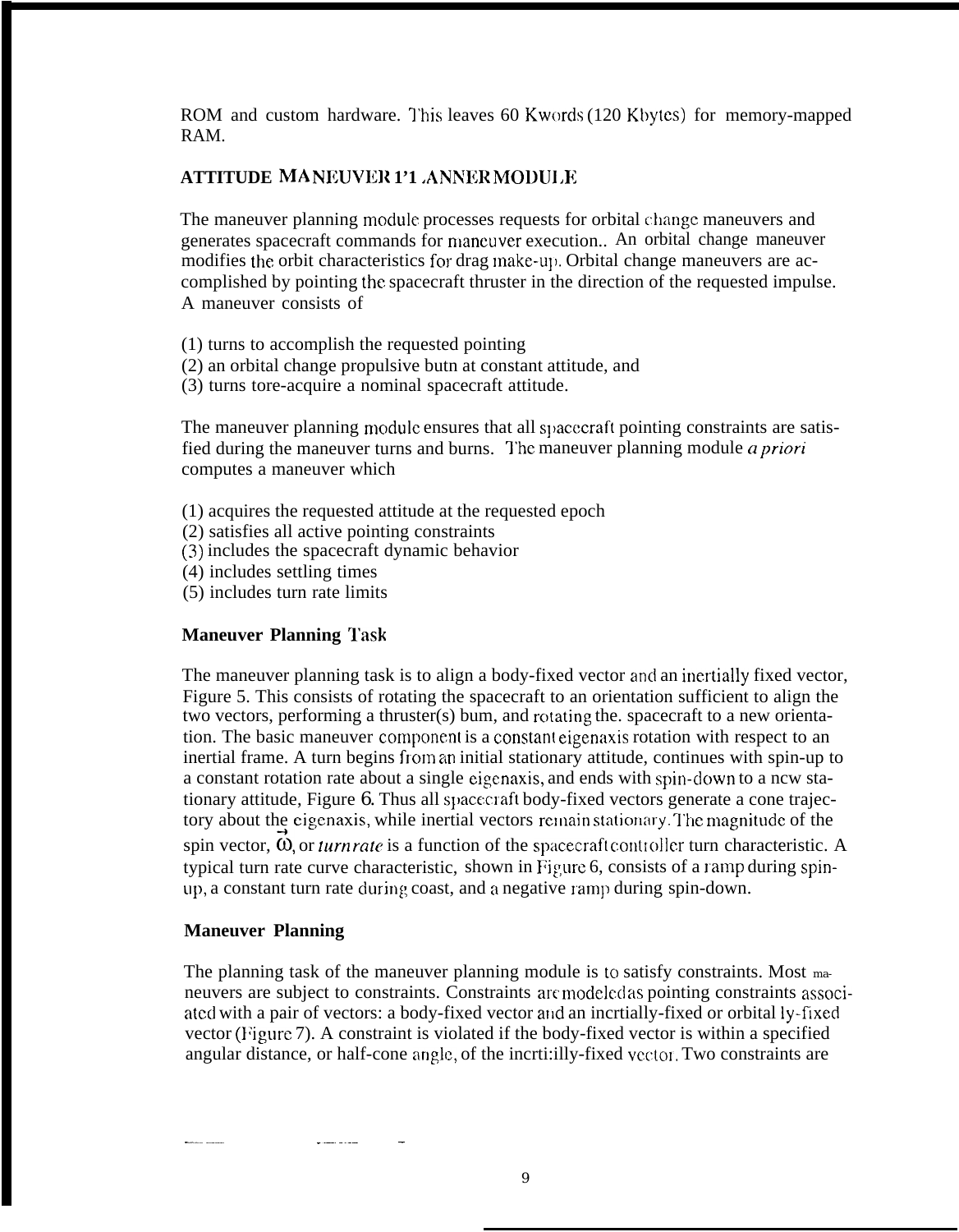ROM and custom hardware. This leaves 60 Kwords (120 Kbytes) for memory-mapped RAM.

## ATTITUDE MANEUVER PLANNER MODULE

The maneuver planning module processes requests for orbital change maneuvers and generates spacecraft commands for maneuver execution.. An orbital change maneuver modifies the orbit characteristics for drag make-up. Orbital change maneuvers are accomplished by pointing the spacecraft thruster in the direction of the requested impulse. A maneuver consists of

(1) turns to accomplish the requested pointing
(2) an orbital change propulsive butn at constant attitude, and
(3) turns tore-acquire a nominal spacecraft attitude.

The maneuver planning module ensures that all spacecraft pointing constraints are satisfied during the maneuver turns and burns. The maneuver planning module *a priori* computes a maneuver which

(1) acquires the requested attitude at the requested epoch
(2) satisfies all active pointing constraints
(3) includes the spacecraft dynamic behavior
(4) includes settling times
(5) includes turn rate limits

### Maneuver Planning Task

The maneuver planning task is to align a body-fixed vector and an inertially fixed vector, Figure 5. This consists of rotating the spacecraft to an orientation sufficient to align the two vectors, performing a thruster(s) bum, and rotating the. spacecraft to a new orientation. The basic maneuver component is a constant eigenaxis rotation with respect to an inertial frame. A turn begins from an initial stationary attitude, continues with spin-up to a constant rotation rate about a single eigenaxis, and ends with spin-down to a new stationary attitude, Figure 6. Thus all spacecraft body-fixed vectors generate a cone trajectory about the eigenaxis, while inertial vectors remain stationary. The magnitude of the spin vector, $\vec{\omega}$, or *turn rate* is a function of the spacecraft controller turn characteristic. A typical turn rate curve characteristic, shown in Figure 6, consists of a ramp during spin-up, a constant turn rate during coast, and a negative ramp during spin-down.

### Maneuver Planning

The planning task of the maneuver planning module is to satisfy constraints. Most maneuvers are subject to constraints. Constraints are modeled as pointing constraints associated with a pair of vectors: a body-fixed vector and an inertially-fixed or orbitally-fixed vector (Figure 7). A constraint is violated if the body-fixed vector is within a specified angular distance, or half-cone angle, of the inertially-fixed vector. Two constraints are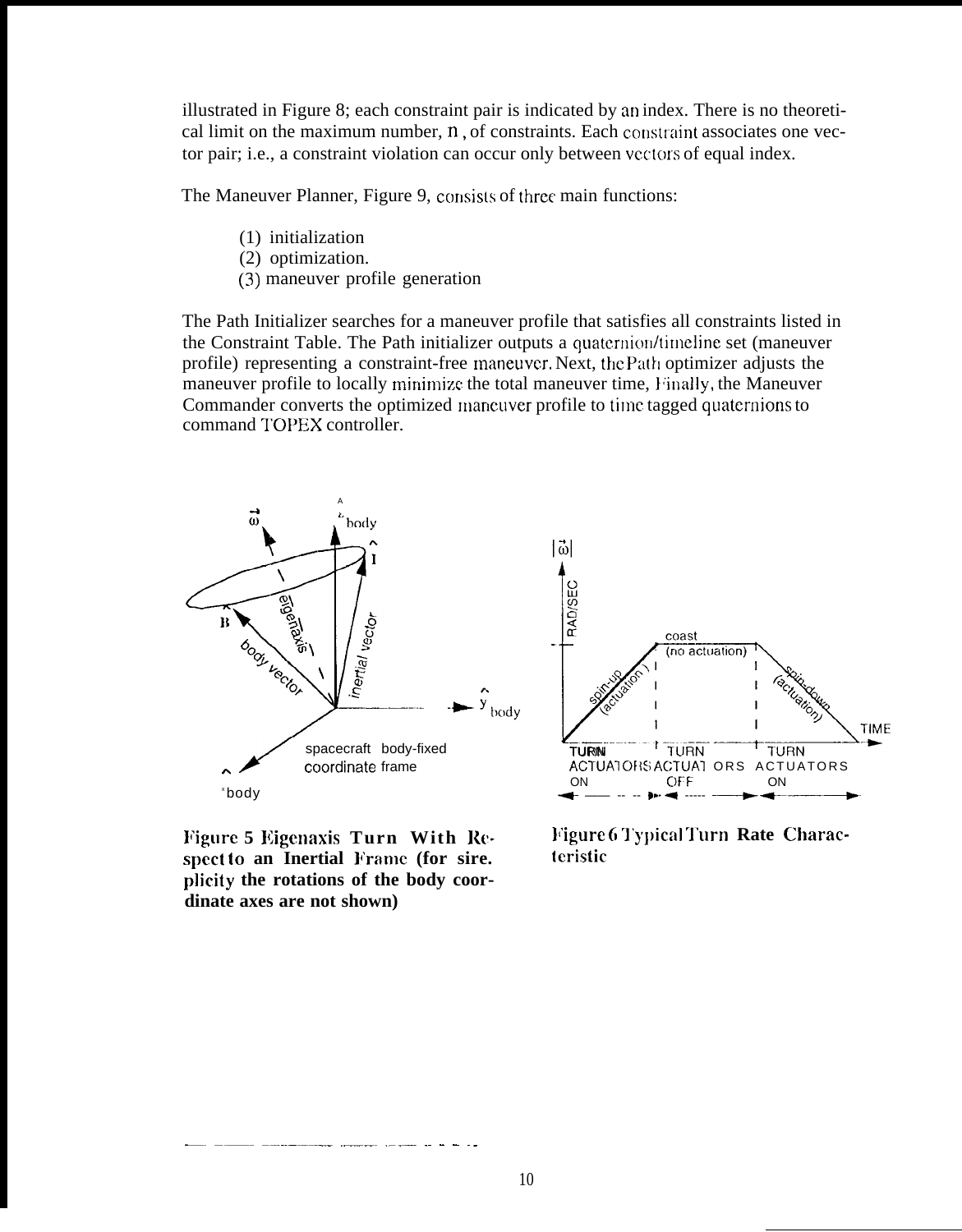illustrated in Figure 8; each constraint pair is indicated by an index. There is no theoretical limit on the maximum number, $n$, of constraints. Each constraint associates one vector pair; i.e., a constraint violation can occur only between vectors of equal index.

The Maneuver Planner, Figure 9, consists of three main functions:

(1) initialization
(2) optimization.
(3) maneuver profile generation

The Path Initializer searches for a maneuver profile that satisfies all constraints listed in the Constraint Table. The Path initializer outputs a quaternion/timeline set (maneuver profile) representing a constraint-free maneuver. Next, the Path optimizer adjusts the maneuver profile to locally minimize the total maneuver time, Finally, the Maneuver Commander converts the optimized maneuver profile to time tagged quaternions to command TOPEX controller.

**Figure 5 Eigenaxis Turn With Respect to an Inertial Frame (for simplicity the rotations of the body coordinate axes are not shown)**

**Figure 6 Typical Turn Rate Characteristic**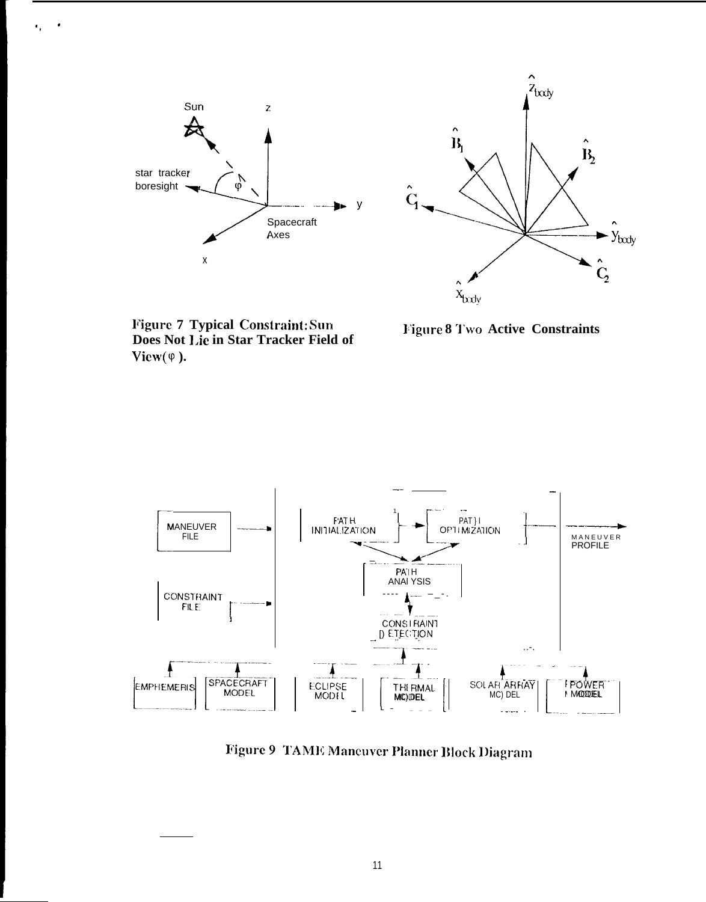**Figure 7 Typical Constraint: Sun Does Not Lie in Star Tracker Field of View( φ ).**

**Figure 8 Two Active Constraints**

**Figure 9 TAME Maneuver Planner Block Diagram**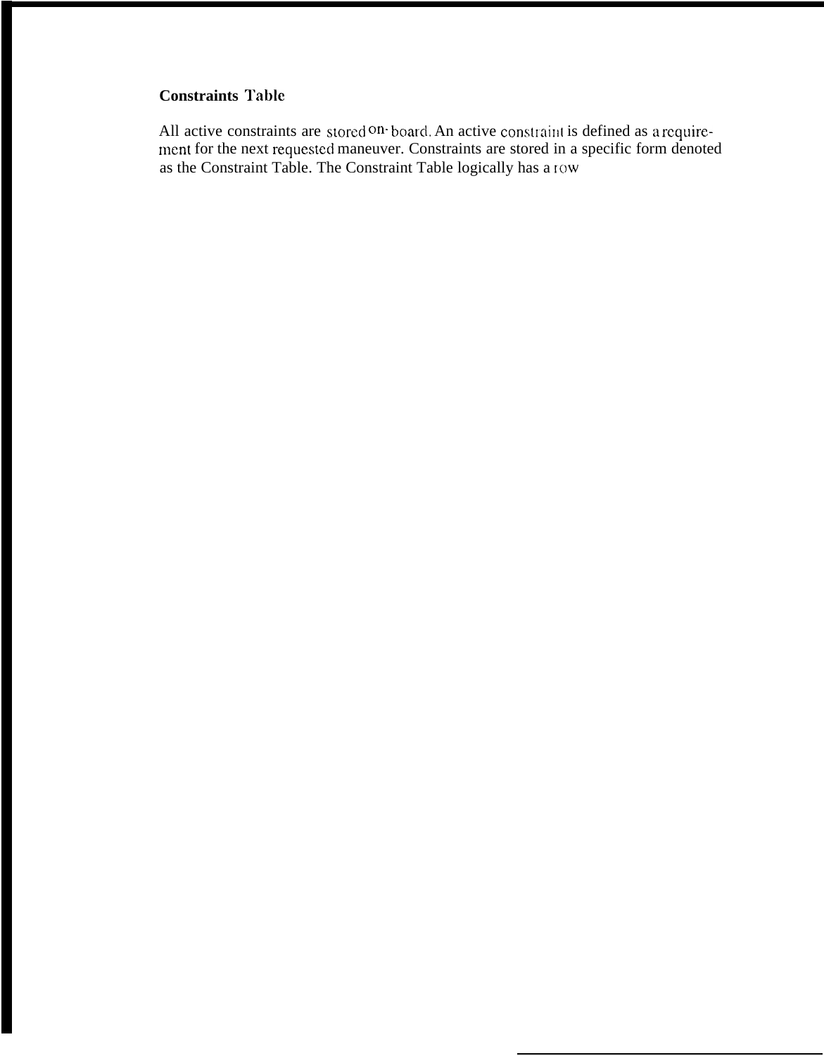**Constraints Table**

All active constraints are stored on-board. An active constraint is defined as a requirement for the next requested maneuver. Constraints are stored in a specific form denoted as the Constraint Table. The Constraint Table logically has a row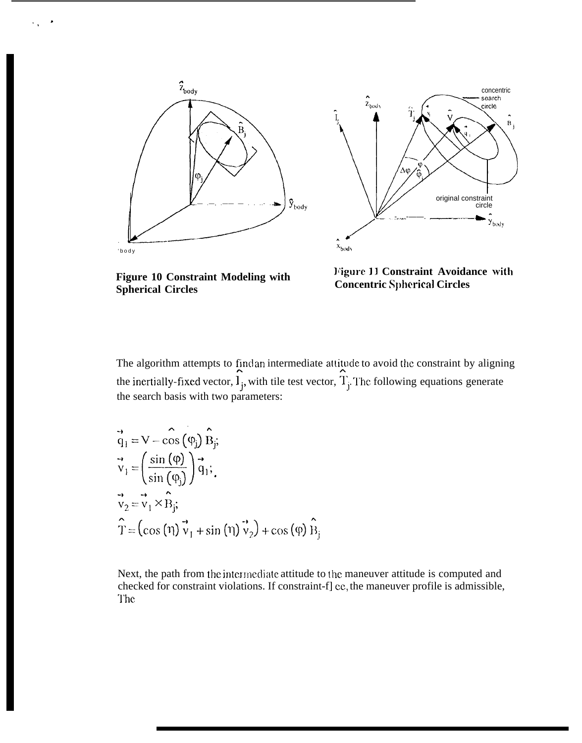**Figure 10 Constraint Modeling with Spherical Circles**

**Figure 11 Constraint Avoidance with Concentric Spherical Circles**

The algorithm attempts to find an intermediate attitude to avoid the constraint by aligning the inertially-fixed vector, $\hat{I}_j$, with the test vector, $\hat{T}_j$. The following equations generate the search basis with two parameters:

$$\vec{q}_1 = \hat{V} - \cos(\varphi_j)\hat{B}_j;$$

$$\vec{v}_1 = \left(\frac{\sin(\varphi)}{\sin(\varphi_j)}\right)\vec{q}_1;$$

$$\vec{v}_2 = \vec{v}_1 \times \hat{B}_j;$$

$$\hat{T} = \left(\cos(\eta)\vec{v}_1 + \sin(\eta)\vec{v}_2\right) + \cos(\varphi)\hat{B}_j$$

Next, the path from the intermediate attitude to the maneuver attitude is computed and checked for constraint violations. If constraint-free, the maneuver profile is admissible. The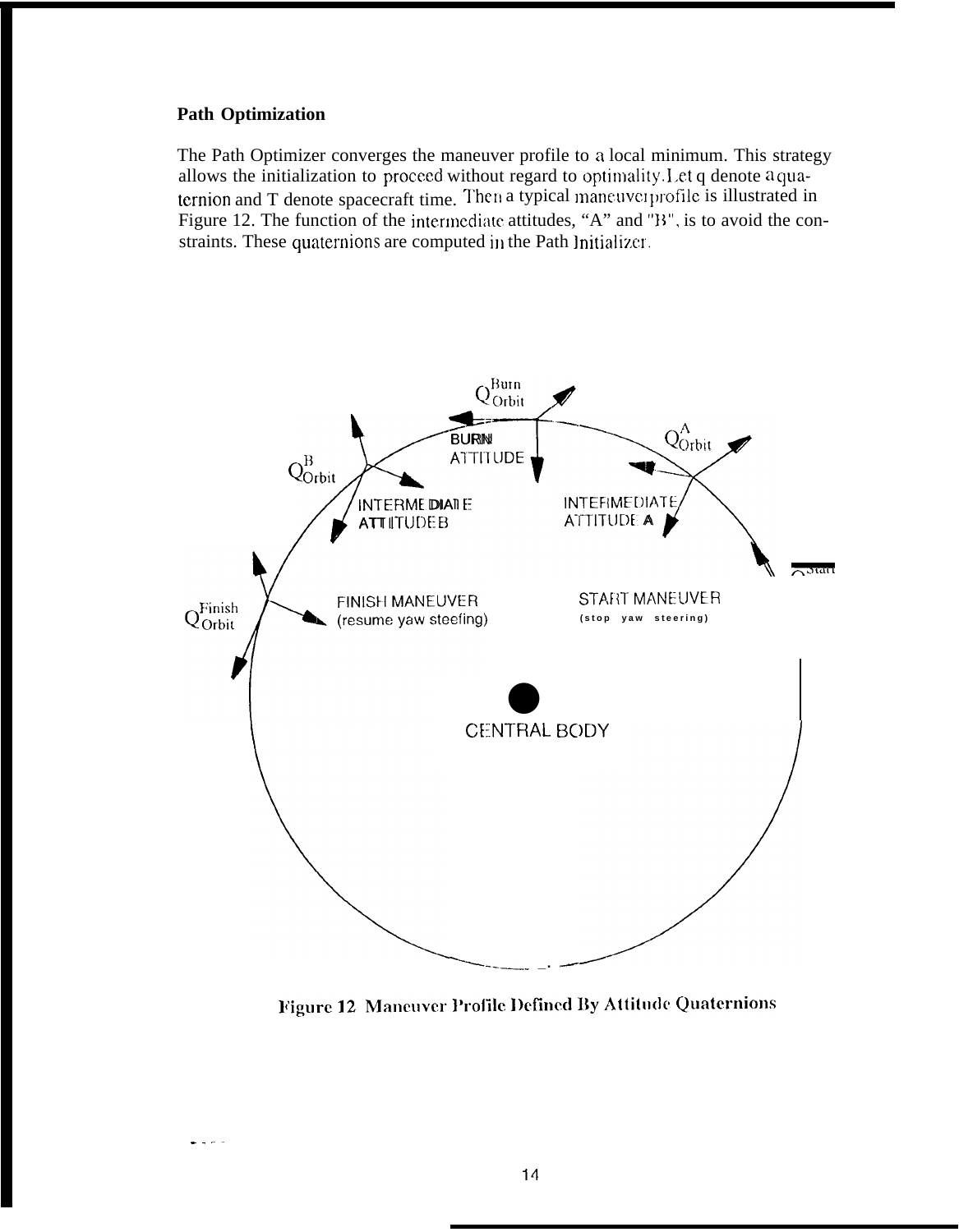## Path Optimization

The Path Optimizer converges the maneuver profile to a local minimum. This strategy allows the initialization to proceed without regard to optimality. Let q denote a quaternion and T denote spacecraft time. Then a typical maneuver profile is illustrated in Figure 12. The function of the intermediate attitudes, "A" and "B", is to avoid the constraints. These quaternions are computed in the Path Initializer.

Figure 12 Maneuver Profile Defined By Attitude Quaternions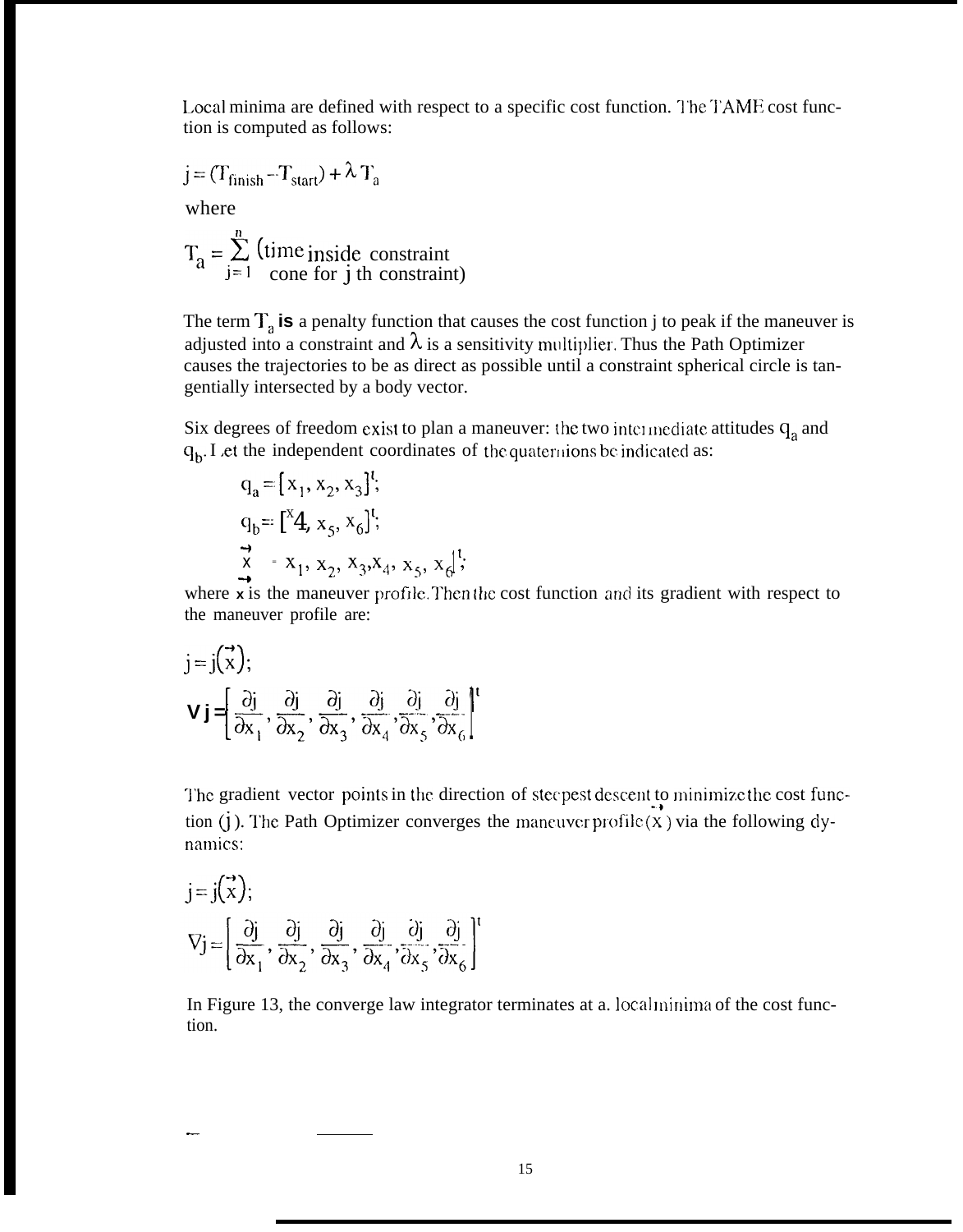Local minima are defined with respect to a specific cost function. The TAME cost function is computed as follows:

$$j = (T_{finish} - T_{start}) + \lambda T_a$$

where

$$T_a = \sum_{j=1}^{n} (\text{time inside constraint cone for } j \text{ th constraint})$$

The term $T_a$ **is** a penalty function that causes the cost function j to peak if the maneuver is adjusted into a constraint and $\lambda$ is a sensitivity multiplier. Thus the Path Optimizer causes the trajectories to be as direct as possible until a constraint spherical circle is tangentially intersected by a body vector.

Six degrees of freedom exist to plan a maneuver: the two intermediate attitudes $q_a$ and $q_b$. Let the independent coordinates of the quaternions be indicated as:

$$q_a = [x_1, x_2, x_3]^t;$$

$$q_b = [x_4, x_5, x_6]^t;$$

$$\vec{x} = [x_1, x_2, x_3, x_4, x_5, x_6]^t;$$

where $\vec{x}$ is the maneuver profile. Then the cost function and its gradient with respect to the maneuver profile are:

$$j = j(\vec{x});$$

$$\nabla j = \left[\frac{\partial j}{\partial x_1}, \frac{\partial j}{\partial x_2}, \frac{\partial j}{\partial x_3}, \frac{\partial j}{\partial x_4}, \frac{\partial j}{\partial x_5}, \frac{\partial j}{\partial x_6}\right]^t$$

The gradient vector points in the direction of steepest descent to minimize the cost function (j). The Path Optimizer converges the maneuver profile ($\vec{x}$) via the following dynamics:

$$j = j(\vec{x});$$

$$\nabla j = \left[\frac{\partial j}{\partial x_1}, \frac{\partial j}{\partial x_2}, \frac{\partial j}{\partial x_3}, \frac{\partial j}{\partial x_4}, \frac{\partial j}{\partial x_5}, \frac{\partial j}{\partial x_6}\right]^t$$

In Figure 13, the converge law integrator terminates at a. local minima of the cost function.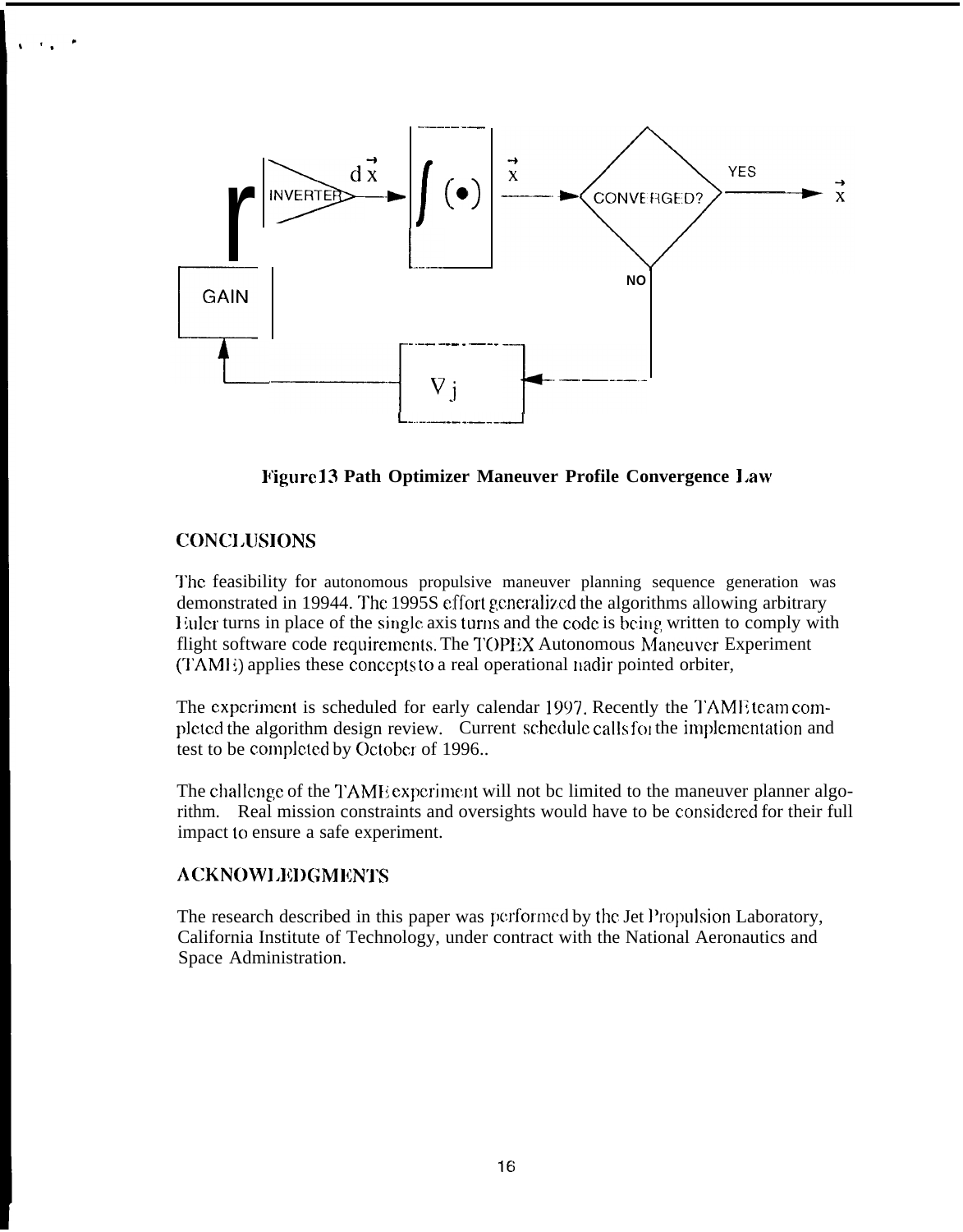Figure 13 Path Optimizer Maneuver Profile Convergence Law

## CONCLUSIONS

The feasibility for autonomous propulsive maneuver planning sequence generation was demonstrated in 19944. The 1995S effort generalized the algorithms allowing arbitrary Euler turns in place of the single axis turns and the code is being written to comply with flight software code requirements. The TOPEX Autonomous Maneuver Experiment (TAME) applies these concepts to a real operational nadir pointed orbiter,

The experiment is scheduled for early calendar 1997. Recently the TAME team completed the algorithm design review. Current schedule calls for the implementation and test to be completed by October of 1996..

The challenge of the TAME experiment will not be limited to the maneuver planner algorithm. Real mission constraints and oversights would have to be considered for their full impact to ensure a safe experiment.

## ACKNOWLEDGMENTS

The research described in this paper was performed by the Jet Propulsion Laboratory, California Institute of Technology, under contract with the National Aeronautics and Space Administration.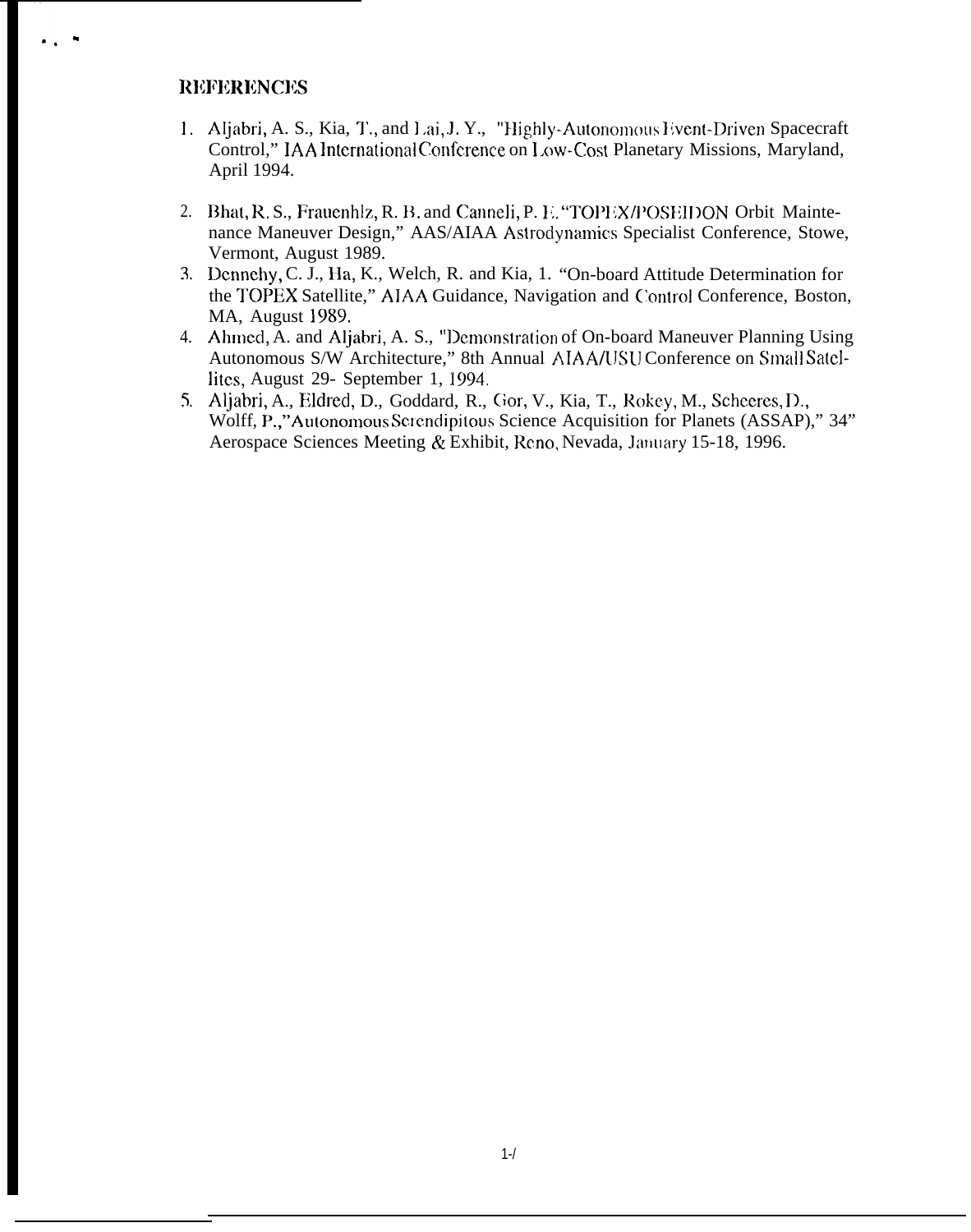## REFERENCES

1. Aljabri, A. S., Kia, T., and Lai, J. Y., "Highly-Autonomous Event-Driven Spacecraft Control," IAA International Conference on Low-Cost Planetary Missions, Maryland, April 1994.

2. Bhat, R. S., Frauenhlz, R. B. and Canneli, P. E. "TOPEX/POSEIDON Orbit Maintenance Maneuver Design," AAS/AIAA Astrodynamics Specialist Conference, Stowe, Vermont, August 1989.
3. Dennehy, C. J., Ha, K., Welch, R. and Kia, 1. "On-board Attitude Determination for the TOPEX Satellite," AIAA Guidance, Navigation and Control Conference, Boston, MA, August 1989.
4. Ahmed, A. and Aljabri, A. S., "Demonstration of On-board Maneuver Planning Using Autonomous S/W Architecture," 8th Annual AIAA/USU Conference on Small Satellites, August 29- September 1, 1994.
5. Aljabri, A., Eldred, D., Goddard, R., Gor, V., Kia, T., Rokey, M., Scheeres, D., Wolff, P.,"Autonomous Serendipitous Science Acquisition for Planets (ASSAP)," 34" Aerospace Sciences Meeting & Exhibit, Reno, Nevada, January 15-18, 1996.